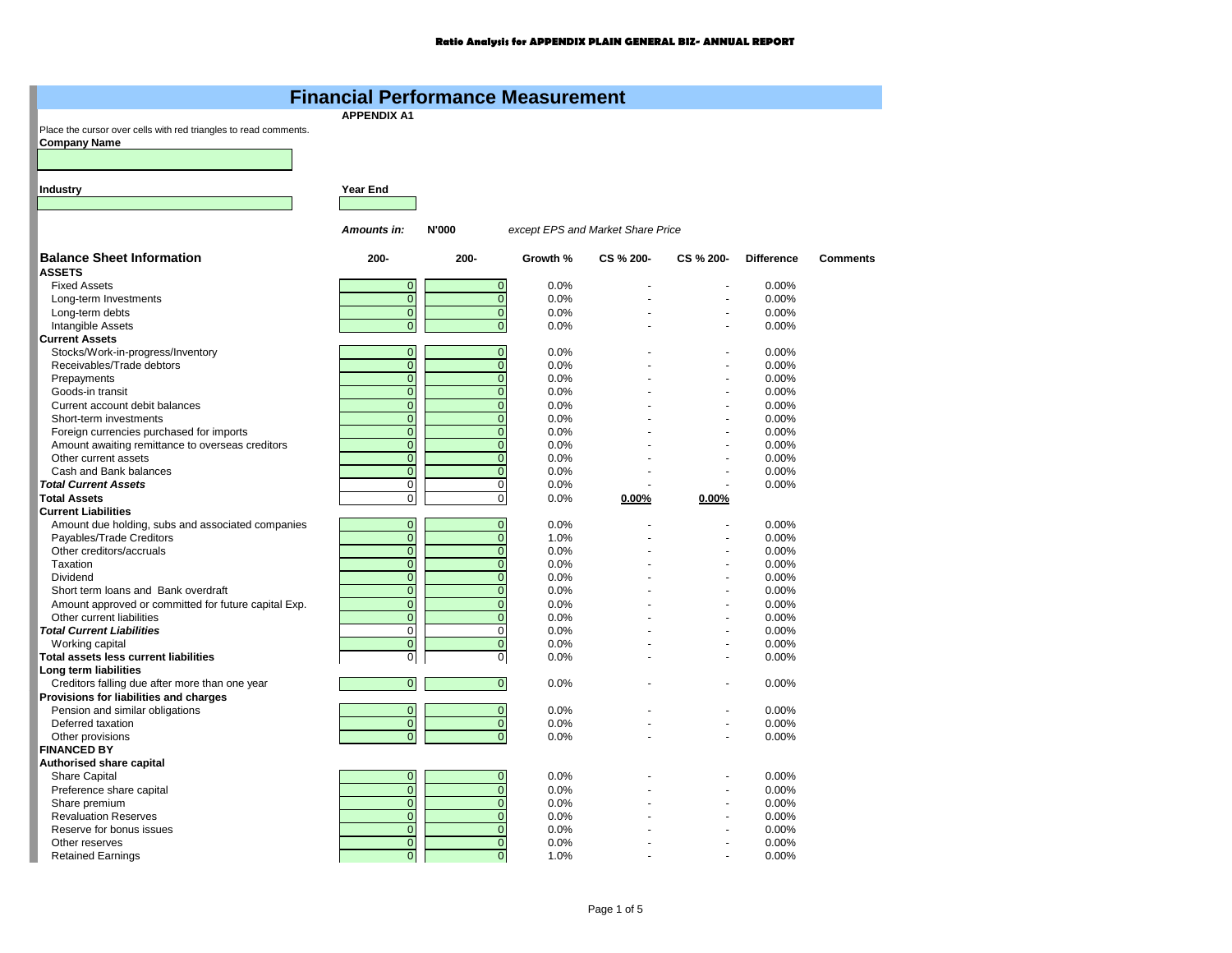**Ratio Analysis for APPENDIX PLAIN GENERAL BIZ- ANNUAL REPORT**

# Financial Performance Measurement

**APPENDIX A1**

Place the cursor over cells with red triangles to read comments.

**Company Name**

**Industry** | **Year End**

***Amounts in:*** **N'000** *except EPS and Market Share Price*

| **Balance Sheet Information** | **200-** | **200-** | **Growth %** | **CS % 200-** | **CS % 200-** | **Difference** | **Comments** |
|---|---|---|---|---|---|---|---|
| **ASSETS** | | | | | | | |
| Fixed Assets | 0 | 0 | 0.0% | - | - | 0.00% | |
| Long-term Investments | 0 | 0 | 0.0% | - | - | 0.00% | |
| Long-term debts | 0 | 0 | 0.0% | - | - | 0.00% | |
| Intangible Assets | 0 | 0 | 0.0% | - | - | 0.00% | |
| **Current Assets** | | | | | | | |
| Stocks/Work-in-progress/Inventory | 0 | 0 | 0.0% | - | - | 0.00% | |
| Receivables/Trade debtors | 0 | 0 | 0.0% | - | - | 0.00% | |
| Prepayments | 0 | 0 | 0.0% | - | - | 0.00% | |
| Goods-in transit | 0 | 0 | 0.0% | - | - | 0.00% | |
| Current account debit balances | 0 | 0 | 0.0% | - | - | 0.00% | |
| Short-term investments | 0 | 0 | 0.0% | - | - | 0.00% | |
| Foreign currencies purchased for imports | 0 | 0 | 0.0% | - | - | 0.00% | |
| Amount awaiting remittance to overseas creditors | 0 | 0 | 0.0% | - | - | 0.00% | |
| Other current assets | 0 | 0 | 0.0% | - | - | 0.00% | |
| Cash and Bank balances | 0 | 0 | 0.0% | - | - | 0.00% | |
| ***Total Current Assets*** | 0 | 0 | 0.0% | - | - | 0.00% | |
| **Total Assets** | 0 | 0 | 0.0% | **0.00%** | **0.00%** | | |
| **Current Liabilities** | | | | | | | |
| Amount due holding, subs and associated companies | 0 | 0 | 0.0% | - | - | 0.00% | |
| Payables/Trade Creditors | 0 | 0 | 1.0% | - | - | 0.00% | |
| Other creditors/accruals | 0 | 0 | 0.0% | - | - | 0.00% | |
| Taxation | 0 | 0 | 0.0% | - | - | 0.00% | |
| Dividend | 0 | 0 | 0.0% | - | - | 0.00% | |
| Short term loans and Bank overdraft | 0 | 0 | 0.0% | - | - | 0.00% | |
| Amount approved or committed for future capital Exp. | 0 | 0 | 0.0% | - | - | 0.00% | |
| Other current liabilities | 0 | 0 | 0.0% | - | - | 0.00% | |
| ***Total Current Liabilities*** | 0 | 0 | 0.0% | - | - | 0.00% | |
| Working capital | 0 | 0 | 0.0% | - | - | 0.00% | |
| **Total assets less current liabilities** | 0 | 0 | 0.0% | - | - | 0.00% | |
| **Long term liabilities** | | | | | | | |
| Creditors falling due after more than one year | 0 | 0 | 0.0% | - | - | 0.00% | |
| **Provisions for liabilities and charges** | | | | | | | |
| Pension and similar obligations | 0 | 0 | 0.0% | - | - | 0.00% | |
| Deferred taxation | 0 | 0 | 0.0% | - | - | 0.00% | |
| Other provisions | 0 | 0 | 0.0% | - | - | 0.00% | |
| **FINANCED BY** | | | | | | | |
| **Authorised share capital** | | | | | | | |
| Share Capital | 0 | 0 | 0.0% | - | - | 0.00% | |
| Preference share capital | 0 | 0 | 0.0% | - | - | 0.00% | |
| Share premium | 0 | 0 | 0.0% | - | - | 0.00% | |
| Revaluation Reserves | 0 | 0 | 0.0% | - | - | 0.00% | |
| Reserve for bonus issues | 0 | 0 | 0.0% | - | - | 0.00% | |
| Other reserves | 0 | 0 | 0.0% | - | - | 0.00% | |
| Retained Earnings | 0 | 0 | 1.0% | - | - | 0.00% | |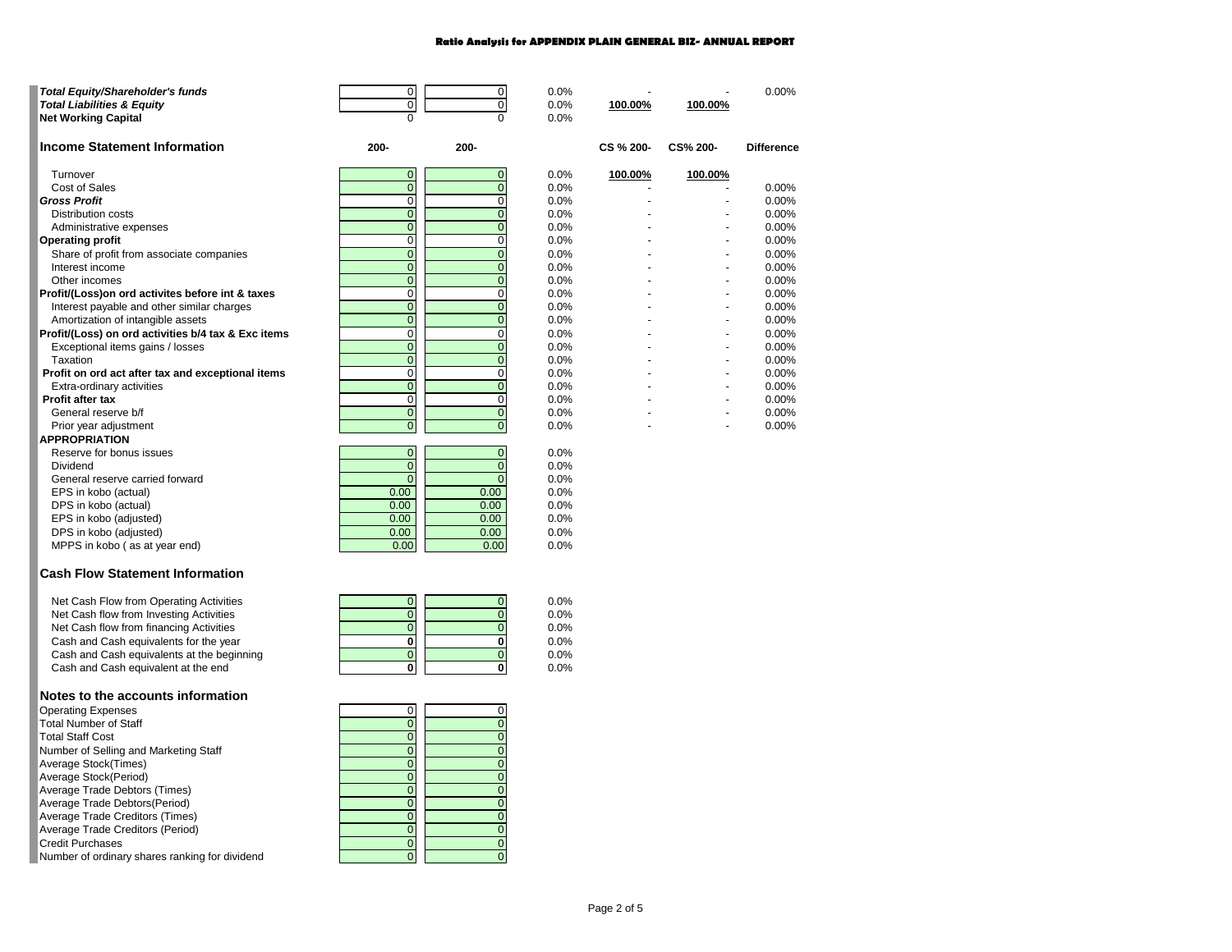## Ratio Analysis for APPENDIX PLAIN GENERAL BIZ- ANNUAL REPORT

| | | | | | | |
|---|---|---|---|---|---|---|
| ***Total Equity/Shareholder's funds*** | 0 | 0 | 0.0% | - | - | 0.00% |
| ***Total Liabilities & Equity*** | 0 | 0 | 0.0% | 100.00% | 100.00% | |
| **Net Working Capital** | 0 | 0 | 0.0% | | | |

| **Income Statement Information** | **200-** | **200-** | | **CS % 200-** | **CS% 200-** | **Difference** |
|---|---|---|---|---|---|---|
| Turnover | 0 | 0 | 0.0% | 100.00% | 100.00% | |
| Cost of Sales | 0 | 0 | 0.0% | - | - | 0.00% |
| ***Gross Profit*** | 0 | 0 | 0.0% | - | - | 0.00% |
| Distribution costs | 0 | 0 | 0.0% | - | - | 0.00% |
| Administrative expenses | 0 | 0 | 0.0% | - | - | 0.00% |
| **Operating profit** | 0 | 0 | 0.0% | - | - | 0.00% |
| Share of profit from associate companies | 0 | 0 | 0.0% | - | - | 0.00% |
| Interest income | 0 | 0 | 0.0% | - | - | 0.00% |
| Other incomes | 0 | 0 | 0.0% | - | - | 0.00% |
| **Profit/(Loss)on ord activites before int & taxes** | 0 | 0 | 0.0% | - | - | 0.00% |
| Interest payable and other similar charges | 0 | 0 | 0.0% | - | - | 0.00% |
| Amortization of intangible assets | 0 | 0 | 0.0% | - | - | 0.00% |
| **Profit/(Loss) on ord activities b/4 tax & Exc items** | 0 | 0 | 0.0% | - | - | 0.00% |
| Exceptional items gains / losses | 0 | 0 | 0.0% | - | - | 0.00% |
| Taxation | 0 | 0 | 0.0% | - | - | 0.00% |
| **Profit on ord act after tax and exceptional items** | 0 | 0 | 0.0% | - | - | 0.00% |
| Extra-ordinary activities | 0 | 0 | 0.0% | - | - | 0.00% |
| **Profit after tax** | 0 | 0 | 0.0% | - | - | 0.00% |
| General reserve b/f | 0 | 0 | 0.0% | - | - | 0.00% |
| Prior year adjustment | 0 | 0 | 0.0% | - | - | 0.00% |
| **APPROPRIATION** | | | | | | |
| Reserve for bonus issues | 0 | 0 | 0.0% | | | |
| Dividend | 0 | 0 | 0.0% | | | |
| General reserve carried forward | 0 | 0 | 0.0% | | | |
| EPS in kobo (actual) | 0.00 | 0.00 | 0.0% | | | |
| DPS in kobo (actual) | 0.00 | 0.00 | 0.0% | | | |
| EPS in kobo (adjusted) | 0.00 | 0.00 | 0.0% | | | |
| DPS in kobo (adjusted) | 0.00 | 0.00 | 0.0% | | | |
| MPPS in kobo ( as at year end) | 0.00 | 0.00 | 0.0% | | | |

### Cash Flow Statement Information

| | | | |
|---|---|---|---|
| Net Cash Flow from Operating Activities | 0 | 0 | 0.0% |
| Net Cash flow from Investing Activities | 0 | 0 | 0.0% |
| Net Cash flow from financing Activities | 0 | 0 | 0.0% |
| Cash and Cash equivalents for the year | **0** | **0** | 0.0% |
| Cash and Cash equivalents at the beginning | 0 | 0 | 0.0% |
| Cash and Cash equivalent at the end | **0** | **0** | 0.0% |

### Notes to the accounts information

| | | |
|---|---|---|
| Operating Expenses | 0 | 0 |
| Total Number of Staff | 0 | 0 |
| Total Staff Cost | 0 | 0 |
| Number of Selling and Marketing Staff | 0 | 0 |
| Average Stock(Times) | 0 | 0 |
| Average Stock(Period) | 0 | 0 |
| Average Trade Debtors (Times) | 0 | 0 |
| Average Trade Debtors(Period) | 0 | 0 |
| Average Trade Creditors (Times) | 0 | 0 |
| Average Trade Creditors (Period) | 0 | 0 |
| Credit Purchases | 0 | 0 |
| Number of ordinary shares ranking for dividend | 0 | 0 |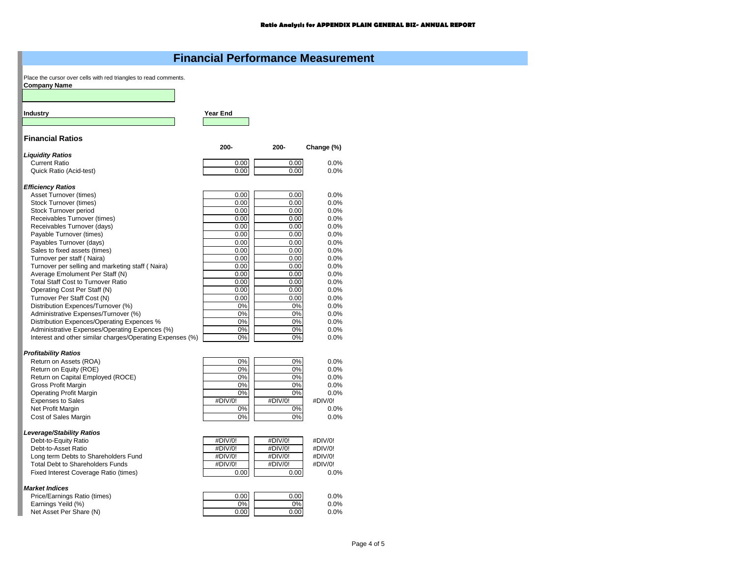**Ratio Analysis for APPENDIX PLAIN GENERAL BIZ- ANNUAL REPORT**

# Financial Performance Measurement

Place the cursor over cells with red triangles to read comments.

**Company Name**

**Industry**

**Year End**

## Financial Ratios

| | 200- | 200- | Change (%) |
|---|---|---|---|
| ***Liquidity Ratios*** | | | |
| Current Ratio | 0.00 | 0.00 | 0.0% |
| Quick Ratio (Acid-test) | 0.00 | 0.00 | 0.0% |
| | | | |
| ***Efficiency Ratios*** | | | |
| Asset Turnover (times) | 0.00 | 0.00 | 0.0% |
| Stock Turnover (times) | 0.00 | 0.00 | 0.0% |
| Stock Turnover period | 0.00 | 0.00 | 0.0% |
| Receivables Turnover (times) | 0.00 | 0.00 | 0.0% |
| Receivables Turnover (days) | 0.00 | 0.00 | 0.0% |
| Payable Turnover (times) | 0.00 | 0.00 | 0.0% |
| Payables Turnover (days) | 0.00 | 0.00 | 0.0% |
| Sales to fixed assets (times) | 0.00 | 0.00 | 0.0% |
| Turnover per staff ( Naira) | 0.00 | 0.00 | 0.0% |
| Turnover per selling and marketing staff ( Naira) | 0.00 | 0.00 | 0.0% |
| Average Emolument Per Staff (N) | 0.00 | 0.00 | 0.0% |
| Total Staff Cost to Turnover Ratio | 0.00 | 0.00 | 0.0% |
| Operating Cost Per Staff (N) | 0.00 | 0.00 | 0.0% |
| Turnover Per Staff Cost (N) | 0.00 | 0.00 | 0.0% |
| Distribution Expences/Turnover (%) | 0% | 0% | 0.0% |
| Administrative Expenses/Turnover (%) | 0% | 0% | 0.0% |
| Distribution Expences/Operating Expences % | 0% | 0% | 0.0% |
| Administrative Expenses/Operating Expences (%) | 0% | 0% | 0.0% |
| Interest and other similar charges/Operating Expenses (%) | 0% | 0% | 0.0% |
| | | | |
| ***Profitability Ratios*** | | | |
| Return on Assets (ROA) | 0% | 0% | 0.0% |
| Return on Equity (ROE) | 0% | 0% | 0.0% |
| Return on Capital Employed (ROCE) | 0% | 0% | 0.0% |
| Gross Profit Margin | 0% | 0% | 0.0% |
| Operating Profit Margin | 0% | 0% | 0.0% |
| Expenses to Sales | #DIV/0! | #DIV/0! | #DIV/0! |
| Net Profit Margin | 0% | 0% | 0.0% |
| Cost of Sales Margin | 0% | 0% | 0.0% |
| | | | |
| ***Leverage/Stability Ratios*** | | | |
| Debt-to-Equity Ratio | #DIV/0! | #DIV/0! | #DIV/0! |
| Debt-to-Asset Ratio | #DIV/0! | #DIV/0! | #DIV/0! |
| Long term Debts to Shareholders Fund | #DIV/0! | #DIV/0! | #DIV/0! |
| Total Debt to Shareholders Funds | #DIV/0! | #DIV/0! | #DIV/0! |
| Fixed Interest Coverage Ratio (times) | 0.00 | 0.00 | 0.0% |
| | | | |
| ***Market Indices*** | | | |
| Price/Earnings Ratio (times) | 0.00 | 0.00 | 0.0% |
| Earnings Yeild (%) | 0% | 0% | 0.0% |
| Net Asset Per Share (N) | 0.00 | 0.00 | 0.0% |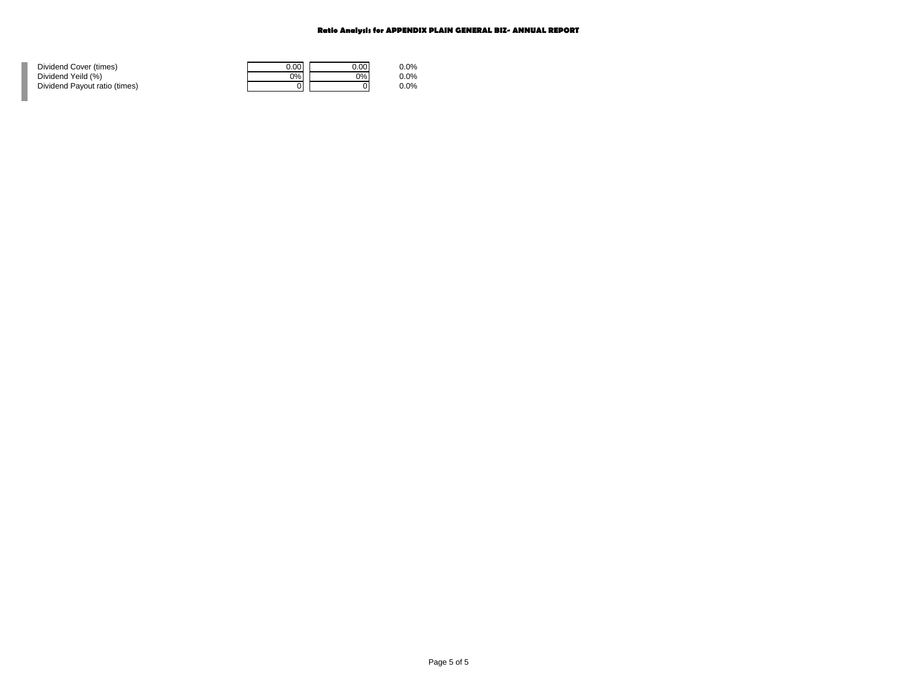**Ratio Analysis for APPENDIX PLAIN GENERAL BIZ- ANNUAL REPORT**

| | | | |
|---|---|---|---|
| Dividend Cover (times) | 0.00 | 0.00 | 0.0% |
| Dividend Yeild (%) | 0% | 0% | 0.0% |
| Dividend Payout ratio (times) | 0 | 0 | 0.0% |